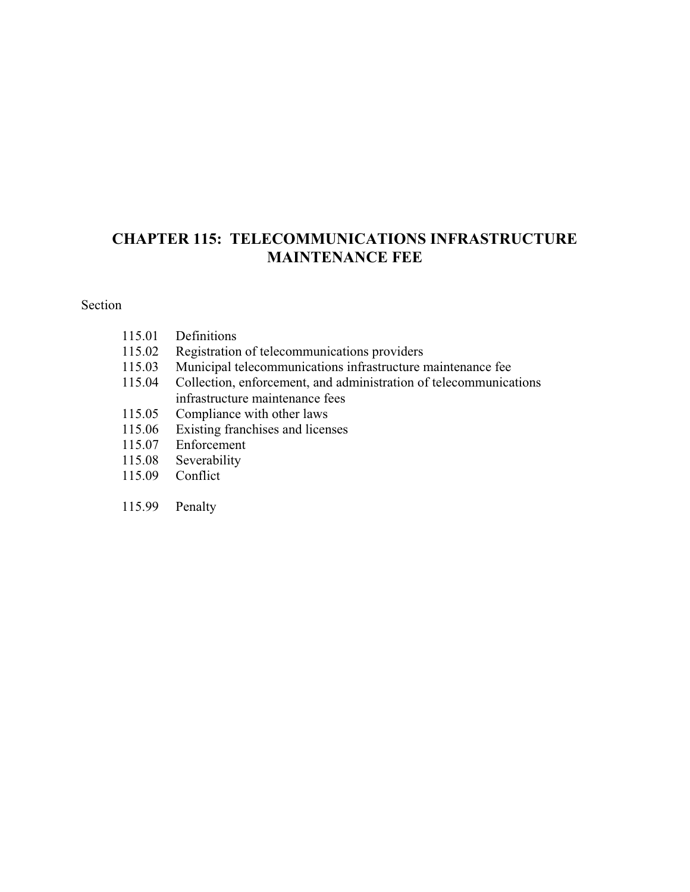# CHAPTER 115: TELECOMMUNICATIONS INFRASTRUCTURE MAINTENANCE FEE

Section

115.01 Definitions
115.02 Registration of telecommunications providers
115.03 Municipal telecommunications infrastructure maintenance fee
115.04 Collection, enforcement, and administration of telecommunications infrastructure maintenance fees
115.05 Compliance with other laws
115.06 Existing franchises and licenses
115.07 Enforcement
115.08 Severability
115.09 Conflict

115.99 Penalty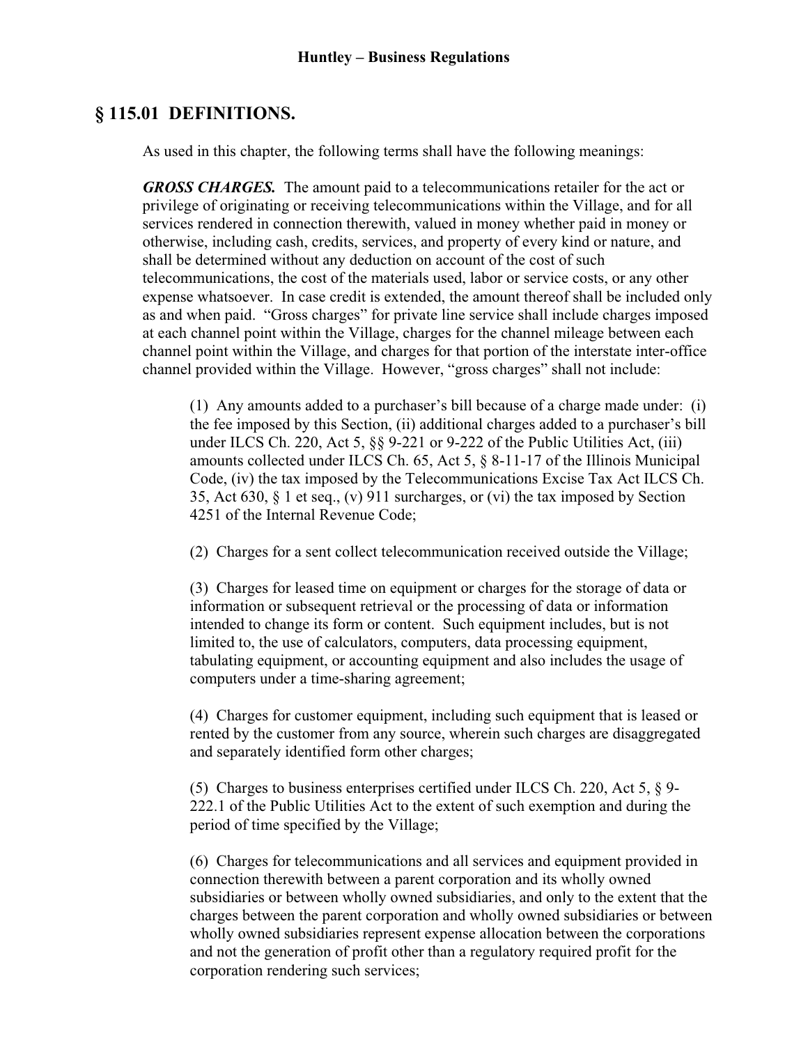## § 115.01 DEFINITIONS.

As used in this chapter, the following terms shall have the following meanings:

***GROSS CHARGES.*** The amount paid to a telecommunications retailer for the act or privilege of originating or receiving telecommunications within the Village, and for all services rendered in connection therewith, valued in money whether paid in money or otherwise, including cash, credits, services, and property of every kind or nature, and shall be determined without any deduction on account of the cost of such telecommunications, the cost of the materials used, labor or service costs, or any other expense whatsoever. In case credit is extended, the amount thereof shall be included only as and when paid. "Gross charges" for private line service shall include charges imposed at each channel point within the Village, charges for the channel mileage between each channel point within the Village, and charges for that portion of the interstate inter-office channel provided within the Village. However, "gross charges" shall not include:

(1) Any amounts added to a purchaser's bill because of a charge made under: (i) the fee imposed by this Section, (ii) additional charges added to a purchaser's bill under ILCS Ch. 220, Act 5, §§ 9-221 or 9-222 of the Public Utilities Act, (iii) amounts collected under ILCS Ch. 65, Act 5, § 8-11-17 of the Illinois Municipal Code, (iv) the tax imposed by the Telecommunications Excise Tax Act ILCS Ch. 35, Act 630, § 1 et seq., (v) 911 surcharges, or (vi) the tax imposed by Section 4251 of the Internal Revenue Code;

(2) Charges for a sent collect telecommunication received outside the Village;

(3) Charges for leased time on equipment or charges for the storage of data or information or subsequent retrieval or the processing of data or information intended to change its form or content. Such equipment includes, but is not limited to, the use of calculators, computers, data processing equipment, tabulating equipment, or accounting equipment and also includes the usage of computers under a time-sharing agreement;

(4) Charges for customer equipment, including such equipment that is leased or rented by the customer from any source, wherein such charges are disaggregated and separately identified form other charges;

(5) Charges to business enterprises certified under ILCS Ch. 220, Act 5, § 9-222.1 of the Public Utilities Act to the extent of such exemption and during the period of time specified by the Village;

(6) Charges for telecommunications and all services and equipment provided in connection therewith between a parent corporation and its wholly owned subsidiaries or between wholly owned subsidiaries, and only to the extent that the charges between the parent corporation and wholly owned subsidiaries or between wholly owned subsidiaries represent expense allocation between the corporations and not the generation of profit other than a regulatory required profit for the corporation rendering such services;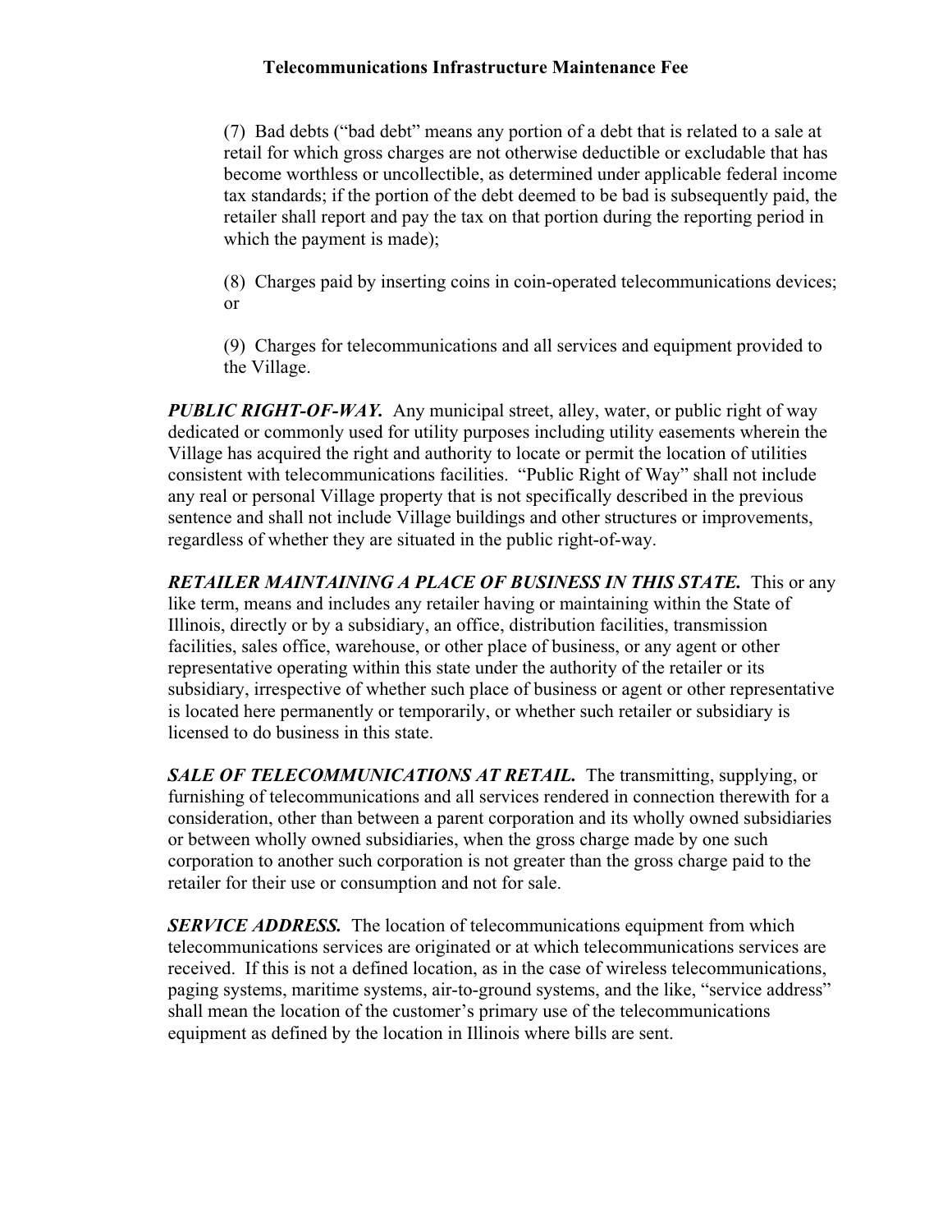(7) Bad debts ("bad debt" means any portion of a debt that is related to a sale at retail for which gross charges are not otherwise deductible or excludable that has become worthless or uncollectible, as determined under applicable federal income tax standards; if the portion of the debt deemed to be bad is subsequently paid, the retailer shall report and pay the tax on that portion during the reporting period in which the payment is made);

(8) Charges paid by inserting coins in coin-operated telecommunications devices; or

(9) Charges for telecommunications and all services and equipment provided to the Village.

***PUBLIC RIGHT-OF-WAY.*** Any municipal street, alley, water, or public right of way dedicated or commonly used for utility purposes including utility easements wherein the Village has acquired the right and authority to locate or permit the location of utilities consistent with telecommunications facilities. "Public Right of Way" shall not include any real or personal Village property that is not specifically described in the previous sentence and shall not include Village buildings and other structures or improvements, regardless of whether they are situated in the public right-of-way.

***RETAILER MAINTAINING A PLACE OF BUSINESS IN THIS STATE.*** This or any like term, means and includes any retailer having or maintaining within the State of Illinois, directly or by a subsidiary, an office, distribution facilities, transmission facilities, sales office, warehouse, or other place of business, or any agent or other representative operating within this state under the authority of the retailer or its subsidiary, irrespective of whether such place of business or agent or other representative is located here permanently or temporarily, or whether such retailer or subsidiary is licensed to do business in this state.

***SALE OF TELECOMMUNICATIONS AT RETAIL.*** The transmitting, supplying, or furnishing of telecommunications and all services rendered in connection therewith for a consideration, other than between a parent corporation and its wholly owned subsidiaries or between wholly owned subsidiaries, when the gross charge made by one such corporation to another such corporation is not greater than the gross charge paid to the retailer for their use or consumption and not for sale.

***SERVICE ADDRESS.*** The location of telecommunications equipment from which telecommunications services are originated or at which telecommunications services are received. If this is not a defined location, as in the case of wireless telecommunications, paging systems, maritime systems, air-to-ground systems, and the like, "service address" shall mean the location of the customer's primary use of the telecommunications equipment as defined by the location in Illinois where bills are sent.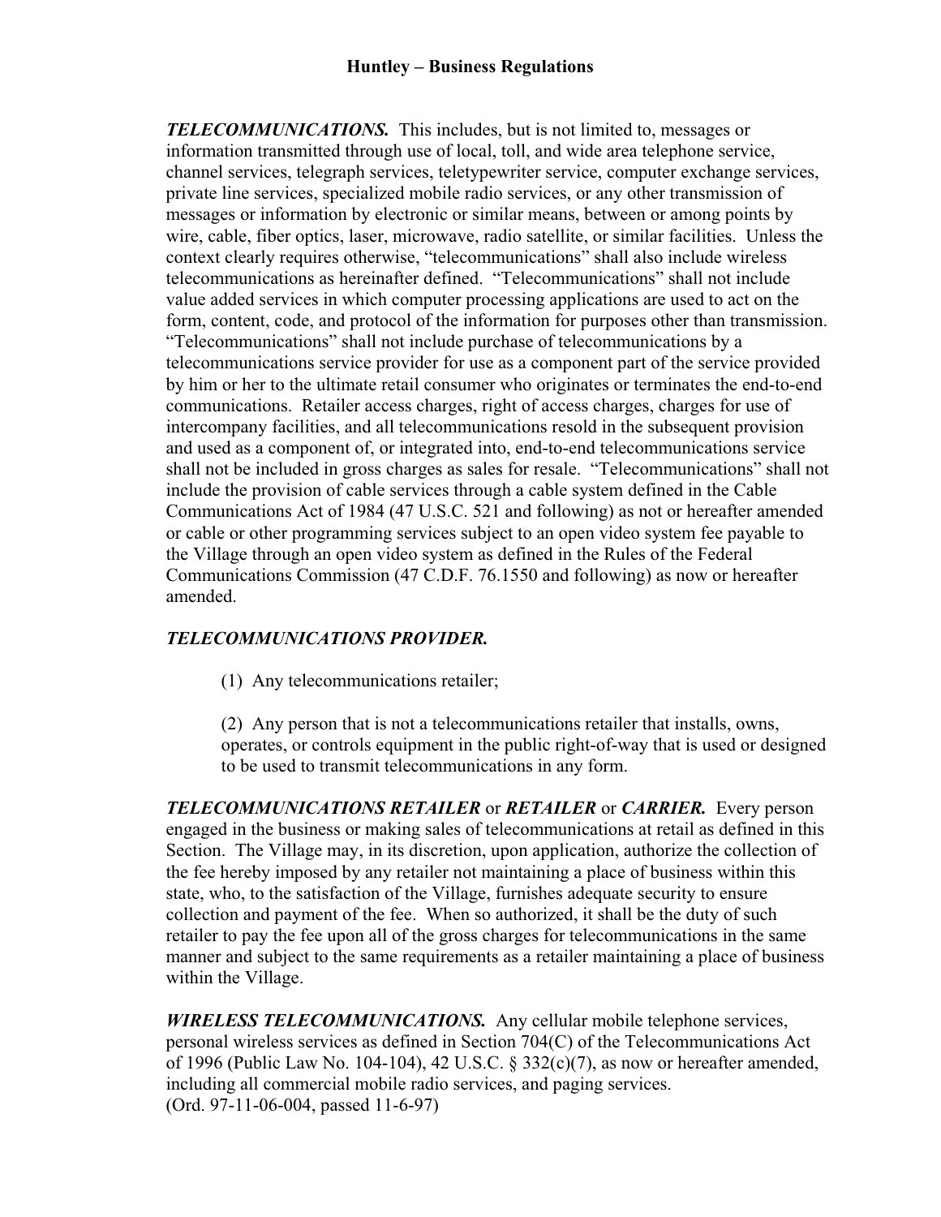***TELECOMMUNICATIONS.*** This includes, but is not limited to, messages or information transmitted through use of local, toll, and wide area telephone service, channel services, telegraph services, teletypewriter service, computer exchange services, private line services, specialized mobile radio services, or any other transmission of messages or information by electronic or similar means, between or among points by wire, cable, fiber optics, laser, microwave, radio satellite, or similar facilities. Unless the context clearly requires otherwise, "telecommunications" shall also include wireless telecommunications as hereinafter defined. "Telecommunications" shall not include value added services in which computer processing applications are used to act on the form, content, code, and protocol of the information for purposes other than transmission. "Telecommunications" shall not include purchase of telecommunications by a telecommunications service provider for use as a component part of the service provided by him or her to the ultimate retail consumer who originates or terminates the end-to-end communications. Retailer access charges, right of access charges, charges for use of intercompany facilities, and all telecommunications resold in the subsequent provision and used as a component of, or integrated into, end-to-end telecommunications service shall not be included in gross charges as sales for resale. "Telecommunications" shall not include the provision of cable services through a cable system defined in the Cable Communications Act of 1984 (47 U.S.C. 521 and following) as not or hereafter amended or cable or other programming services subject to an open video system fee payable to the Village through an open video system as defined in the Rules of the Federal Communications Commission (47 C.D.F. 76.1550 and following) as now or hereafter amended.

***TELECOMMUNICATIONS PROVIDER.***

(1) Any telecommunications retailer;

(2) Any person that is not a telecommunications retailer that installs, owns, operates, or controls equipment in the public right-of-way that is used or designed to be used to transmit telecommunications in any form.

***TELECOMMUNICATIONS RETAILER*** or ***RETAILER*** or ***CARRIER.*** Every person engaged in the business or making sales of telecommunications at retail as defined in this Section. The Village may, in its discretion, upon application, authorize the collection of the fee hereby imposed by any retailer not maintaining a place of business within this state, who, to the satisfaction of the Village, furnishes adequate security to ensure collection and payment of the fee. When so authorized, it shall be the duty of such retailer to pay the fee upon all of the gross charges for telecommunications in the same manner and subject to the same requirements as a retailer maintaining a place of business within the Village.

***WIRELESS TELECOMMUNICATIONS.*** Any cellular mobile telephone services, personal wireless services as defined in Section 704(C) of the Telecommunications Act of 1996 (Public Law No. 104-104), 42 U.S.C. § 332(c)(7), as now or hereafter amended, including all commercial mobile radio services, and paging services.
(Ord. 97-11-06-004, passed 11-6-97)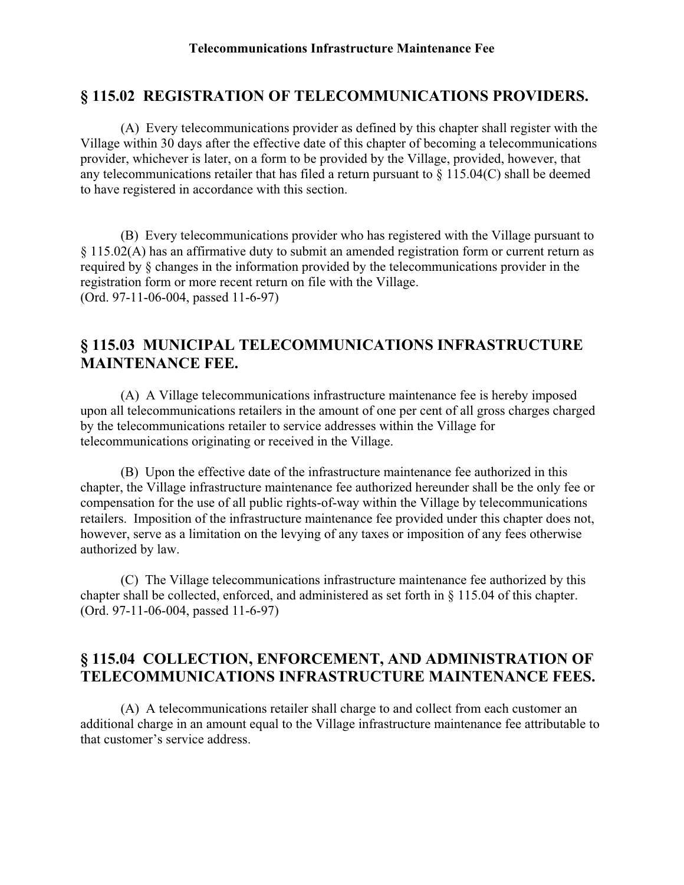## § 115.02 REGISTRATION OF TELECOMMUNICATIONS PROVIDERS.

(A) Every telecommunications provider as defined by this chapter shall register with the Village within 30 days after the effective date of this chapter of becoming a telecommunications provider, whichever is later, on a form to be provided by the Village, provided, however, that any telecommunications retailer that has filed a return pursuant to § 115.04(C) shall be deemed to have registered in accordance with this section.

(B) Every telecommunications provider who has registered with the Village pursuant to § 115.02(A) has an affirmative duty to submit an amended registration form or current return as required by § changes in the information provided by the telecommunications provider in the registration form or more recent return on file with the Village.
(Ord. 97-11-06-004, passed 11-6-97)

## § 115.03 MUNICIPAL TELECOMMUNICATIONS INFRASTRUCTURE MAINTENANCE FEE.

(A) A Village telecommunications infrastructure maintenance fee is hereby imposed upon all telecommunications retailers in the amount of one per cent of all gross charges charged by the telecommunications retailer to service addresses within the Village for telecommunications originating or received in the Village.

(B) Upon the effective date of the infrastructure maintenance fee authorized in this chapter, the Village infrastructure maintenance fee authorized hereunder shall be the only fee or compensation for the use of all public rights-of-way within the Village by telecommunications retailers. Imposition of the infrastructure maintenance fee provided under this chapter does not, however, serve as a limitation on the levying of any taxes or imposition of any fees otherwise authorized by law.

(C) The Village telecommunications infrastructure maintenance fee authorized by this chapter shall be collected, enforced, and administered as set forth in § 115.04 of this chapter.
(Ord. 97-11-06-004, passed 11-6-97)

## § 115.04 COLLECTION, ENFORCEMENT, AND ADMINISTRATION OF TELECOMMUNICATIONS INFRASTRUCTURE MAINTENANCE FEES.

(A) A telecommunications retailer shall charge to and collect from each customer an additional charge in an amount equal to the Village infrastructure maintenance fee attributable to that customer's service address.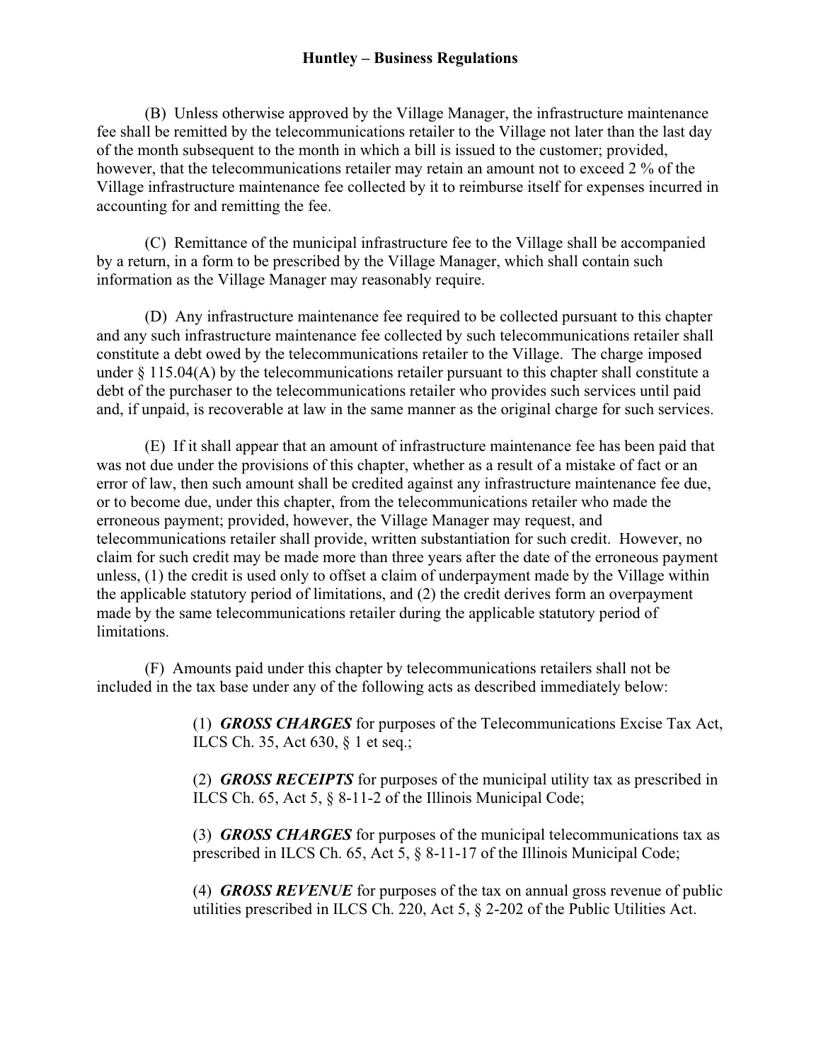(B) Unless otherwise approved by the Village Manager, the infrastructure maintenance fee shall be remitted by the telecommunications retailer to the Village not later than the last day of the month subsequent to the month in which a bill is issued to the customer; provided, however, that the telecommunications retailer may retain an amount not to exceed 2 % of the Village infrastructure maintenance fee collected by it to reimburse itself for expenses incurred in accounting for and remitting the fee.

(C) Remittance of the municipal infrastructure fee to the Village shall be accompanied by a return, in a form to be prescribed by the Village Manager, which shall contain such information as the Village Manager may reasonably require.

(D) Any infrastructure maintenance fee required to be collected pursuant to this chapter and any such infrastructure maintenance fee collected by such telecommunications retailer shall constitute a debt owed by the telecommunications retailer to the Village. The charge imposed under § 115.04(A) by the telecommunications retailer pursuant to this chapter shall constitute a debt of the purchaser to the telecommunications retailer who provides such services until paid and, if unpaid, is recoverable at law in the same manner as the original charge for such services.

(E) If it shall appear that an amount of infrastructure maintenance fee has been paid that was not due under the provisions of this chapter, whether as a result of a mistake of fact or an error of law, then such amount shall be credited against any infrastructure maintenance fee due, or to become due, under this chapter, from the telecommunications retailer who made the erroneous payment; provided, however, the Village Manager may request, and telecommunications retailer shall provide, written substantiation for such credit. However, no claim for such credit may be made more than three years after the date of the erroneous payment unless, (1) the credit is used only to offset a claim of underpayment made by the Village within the applicable statutory period of limitations, and (2) the credit derives form an overpayment made by the same telecommunications retailer during the applicable statutory period of limitations.

(F) Amounts paid under this chapter by telecommunications retailers shall not be included in the tax base under any of the following acts as described immediately below:

(1) ***GROSS CHARGES*** for purposes of the Telecommunications Excise Tax Act, ILCS Ch. 35, Act 630, § 1 et seq.;

(2) ***GROSS RECEIPTS*** for purposes of the municipal utility tax as prescribed in ILCS Ch. 65, Act 5, § 8-11-2 of the Illinois Municipal Code;

(3) ***GROSS CHARGES*** for purposes of the municipal telecommunications tax as prescribed in ILCS Ch. 65, Act 5, § 8-11-17 of the Illinois Municipal Code;

(4) ***GROSS REVENUE*** for purposes of the tax on annual gross revenue of public utilities prescribed in ILCS Ch. 220, Act 5, § 2-202 of the Public Utilities Act.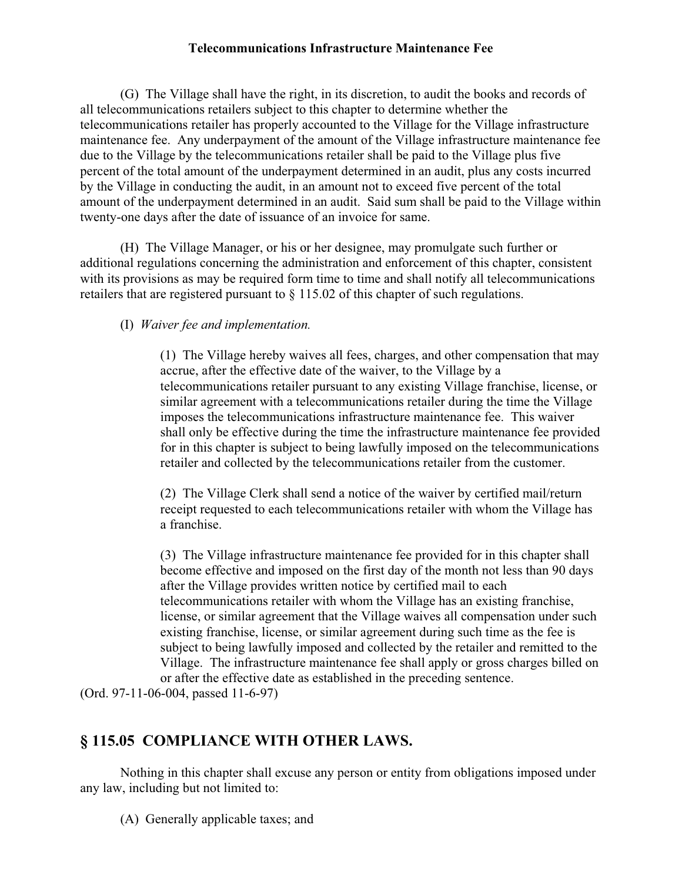(G) The Village shall have the right, in its discretion, to audit the books and records of all telecommunications retailers subject to this chapter to determine whether the telecommunications retailer has properly accounted to the Village for the Village infrastructure maintenance fee. Any underpayment of the amount of the Village infrastructure maintenance fee due to the Village by the telecommunications retailer shall be paid to the Village plus five percent of the total amount of the underpayment determined in an audit, plus any costs incurred by the Village in conducting the audit, in an amount not to exceed five percent of the total amount of the underpayment determined in an audit. Said sum shall be paid to the Village within twenty-one days after the date of issuance of an invoice for same.

(H) The Village Manager, or his or her designee, may promulgate such further or additional regulations concerning the administration and enforcement of this chapter, consistent with its provisions as may be required form time to time and shall notify all telecommunications retailers that are registered pursuant to § 115.02 of this chapter of such regulations.

(I) *Waiver fee and implementation.*

(1) The Village hereby waives all fees, charges, and other compensation that may accrue, after the effective date of the waiver, to the Village by a telecommunications retailer pursuant to any existing Village franchise, license, or similar agreement with a telecommunications retailer during the time the Village imposes the telecommunications infrastructure maintenance fee. This waiver shall only be effective during the time the infrastructure maintenance fee provided for in this chapter is subject to being lawfully imposed on the telecommunications retailer and collected by the telecommunications retailer from the customer.

(2) The Village Clerk shall send a notice of the waiver by certified mail/return receipt requested to each telecommunications retailer with whom the Village has a franchise.

(3) The Village infrastructure maintenance fee provided for in this chapter shall become effective and imposed on the first day of the month not less than 90 days after the Village provides written notice by certified mail to each telecommunications retailer with whom the Village has an existing franchise, license, or similar agreement that the Village waives all compensation under such existing franchise, license, or similar agreement during such time as the fee is subject to being lawfully imposed and collected by the retailer and remitted to the Village. The infrastructure maintenance fee shall apply or gross charges billed on or after the effective date as established in the preceding sentence.

(Ord. 97-11-06-004, passed 11-6-97)

## § 115.05 COMPLIANCE WITH OTHER LAWS.

Nothing in this chapter shall excuse any person or entity from obligations imposed under any law, including but not limited to:

(A) Generally applicable taxes; and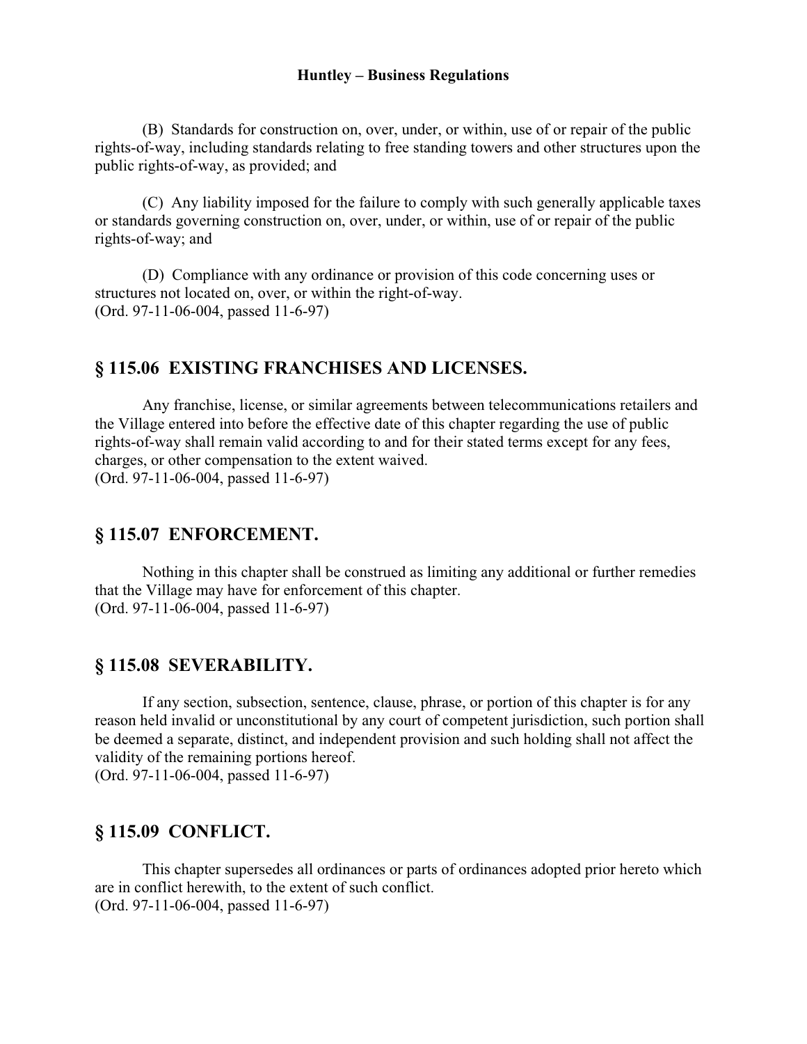(B) Standards for construction on, over, under, or within, use of or repair of the public rights-of-way, including standards relating to free standing towers and other structures upon the public rights-of-way, as provided; and

(C) Any liability imposed for the failure to comply with such generally applicable taxes or standards governing construction on, over, under, or within, use of or repair of the public rights-of-way; and

(D) Compliance with any ordinance or provision of this code concerning uses or structures not located on, over, or within the right-of-way.
(Ord. 97-11-06-004, passed 11-6-97)

## § 115.06 EXISTING FRANCHISES AND LICENSES.

Any franchise, license, or similar agreements between telecommunications retailers and the Village entered into before the effective date of this chapter regarding the use of public rights-of-way shall remain valid according to and for their stated terms except for any fees, charges, or other compensation to the extent waived.
(Ord. 97-11-06-004, passed 11-6-97)

## § 115.07 ENFORCEMENT.

Nothing in this chapter shall be construed as limiting any additional or further remedies that the Village may have for enforcement of this chapter.
(Ord. 97-11-06-004, passed 11-6-97)

## § 115.08 SEVERABILITY.

If any section, subsection, sentence, clause, phrase, or portion of this chapter is for any reason held invalid or unconstitutional by any court of competent jurisdiction, such portion shall be deemed a separate, distinct, and independent provision and such holding shall not affect the validity of the remaining portions hereof.
(Ord. 97-11-06-004, passed 11-6-97)

## § 115.09 CONFLICT.

This chapter supersedes all ordinances or parts of ordinances adopted prior hereto which are in conflict herewith, to the extent of such conflict.
(Ord. 97-11-06-004, passed 11-6-97)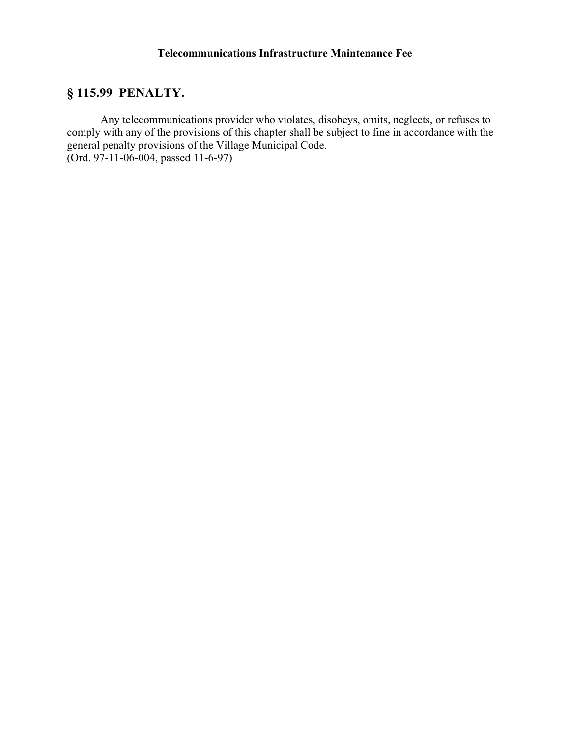## § 115.99 PENALTY.

Any telecommunications provider who violates, disobeys, omits, neglects, or refuses to comply with any of the provisions of this chapter shall be subject to fine in accordance with the general penalty provisions of the Village Municipal Code.
(Ord. 97-11-06-004, passed 11-6-97)